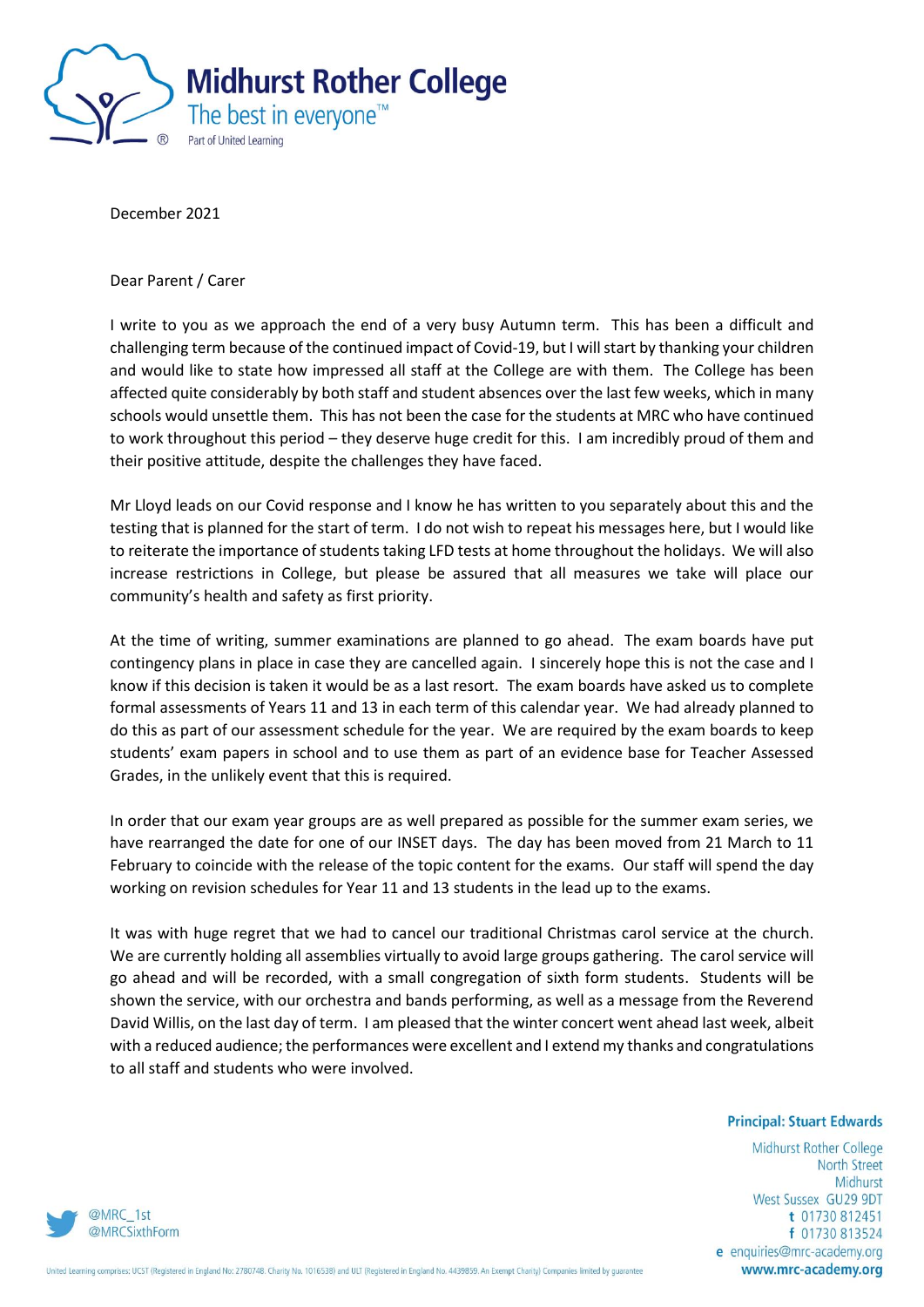**Midhurst Rother College**
The best in everyone™
Part of United Learning

December 2021

Dear Parent / Carer

I write to you as we approach the end of a very busy Autumn term. This has been a difficult and challenging term because of the continued impact of Covid-19, but I will start by thanking your children and would like to state how impressed all staff at the College are with them. The College has been affected quite considerably by both staff and student absences over the last few weeks, which in many schools would unsettle them. This has not been the case for the students at MRC who have continued to work throughout this period – they deserve huge credit for this. I am incredibly proud of them and their positive attitude, despite the challenges they have faced.

Mr Lloyd leads on our Covid response and I know he has written to you separately about this and the testing that is planned for the start of term. I do not wish to repeat his messages here, but I would like to reiterate the importance of students taking LFD tests at home throughout the holidays. We will also increase restrictions in College, but please be assured that all measures we take will place our community's health and safety as first priority.

At the time of writing, summer examinations are planned to go ahead. The exam boards have put contingency plans in place in case they are cancelled again. I sincerely hope this is not the case and I know if this decision is taken it would be as a last resort. The exam boards have asked us to complete formal assessments of Years 11 and 13 in each term of this calendar year. We had already planned to do this as part of our assessment schedule for the year. We are required by the exam boards to keep students' exam papers in school and to use them as part of an evidence base for Teacher Assessed Grades, in the unlikely event that this is required.

In order that our exam year groups are as well prepared as possible for the summer exam series, we have rearranged the date for one of our INSET days. The day has been moved from 21 March to 11 February to coincide with the release of the topic content for the exams. Our staff will spend the day working on revision schedules for Year 11 and 13 students in the lead up to the exams.

It was with huge regret that we had to cancel our traditional Christmas carol service at the church. We are currently holding all assemblies virtually to avoid large groups gathering. The carol service will go ahead and will be recorded, with a small congregation of sixth form students. Students will be shown the service, with our orchestra and bands performing, as well as a message from the Reverend David Willis, on the last day of term. I am pleased that the winter concert went ahead last week, albeit with a reduced audience; the performances were excellent and I extend my thanks and congratulations to all staff and students who were involved.

**Principal: Stuart Edwards**

Midhurst Rother College
North Street
Midhurst
West Sussex GU29 9DT
t 01730 812451
f 01730 813524
e enquiries@mrc-academy.org
**www.mrc-academy.org**

@MRC_1st
@MRCSixthForm

United Learning comprises: UCST (Registered in England No: 2780748. Charity No. 1016538) and ULT (Registered in England No. 4439859. An Exempt Charity) Companies limited by guarantee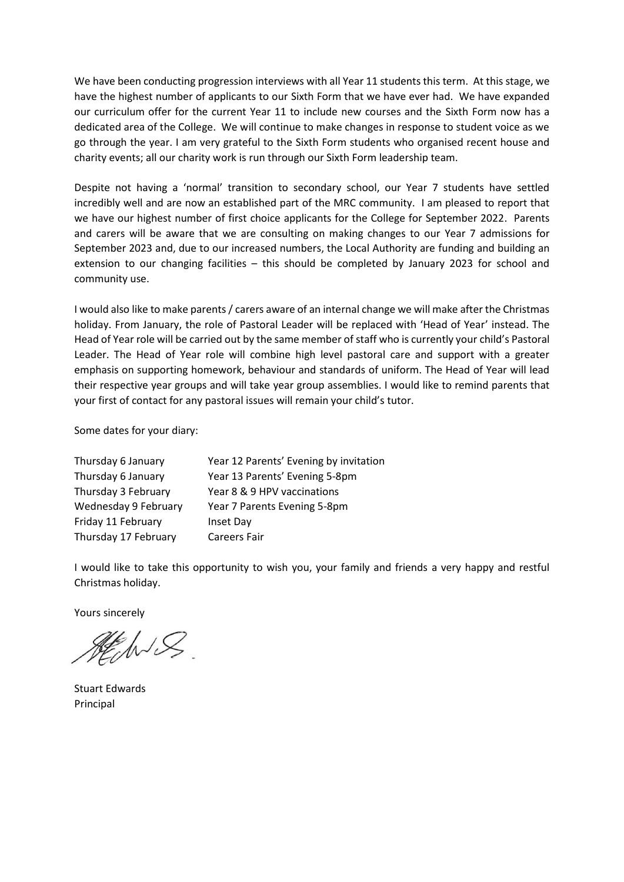We have been conducting progression interviews with all Year 11 students this term. At this stage, we have the highest number of applicants to our Sixth Form that we have ever had. We have expanded our curriculum offer for the current Year 11 to include new courses and the Sixth Form now has a dedicated area of the College. We will continue to make changes in response to student voice as we go through the year. I am very grateful to the Sixth Form students who organised recent house and charity events; all our charity work is run through our Sixth Form leadership team.

Despite not having a 'normal' transition to secondary school, our Year 7 students have settled incredibly well and are now an established part of the MRC community. I am pleased to report that we have our highest number of first choice applicants for the College for September 2022. Parents and carers will be aware that we are consulting on making changes to our Year 7 admissions for September 2023 and, due to our increased numbers, the Local Authority are funding and building an extension to our changing facilities – this should be completed by January 2023 for school and community use.

I would also like to make parents / carers aware of an internal change we will make after the Christmas holiday. From January, the role of Pastoral Leader will be replaced with 'Head of Year' instead. The Head of Year role will be carried out by the same member of staff who is currently your child's Pastoral Leader. The Head of Year role will combine high level pastoral care and support with a greater emphasis on supporting homework, behaviour and standards of uniform. The Head of Year will lead their respective year groups and will take year group assemblies. I would like to remind parents that your first of contact for any pastoral issues will remain your child's tutor.

Some dates for your diary:

| | |
|---|---|
| Thursday 6 January | Year 12 Parents' Evening by invitation |
| Thursday 6 January | Year 13 Parents' Evening 5-8pm |
| Thursday 3 February | Year 8 & 9 HPV vaccinations |
| Wednesday 9 February | Year 7 Parents Evening 5-8pm |
| Friday 11 February | Inset Day |
| Thursday 17 February | Careers Fair |

I would like to take this opportunity to wish you, your family and friends a very happy and restful Christmas holiday.

Yours sincerely

Stuart Edwards
Principal